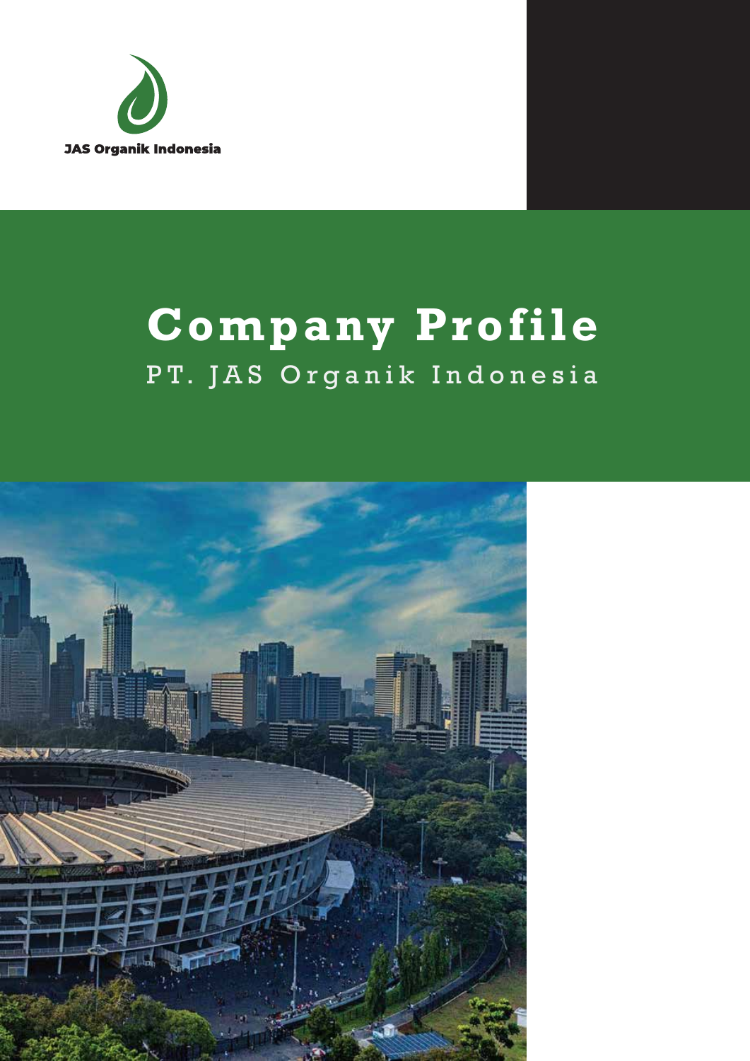JAS Organik Indonesia

# Company Profile

## PT. JAS Organik Indonesia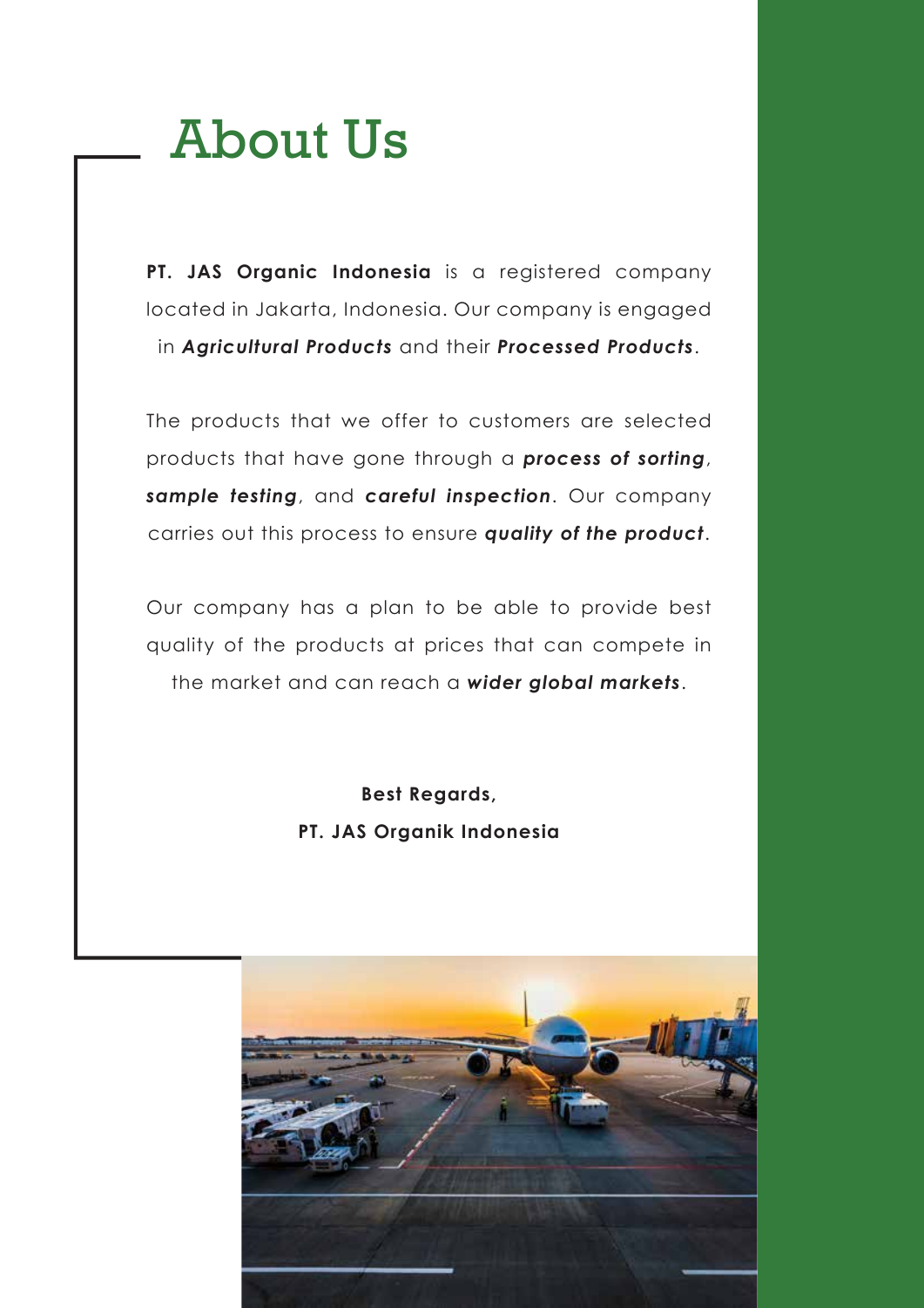# About Us

**PT. JAS Organic Indonesia** is a registered company located in Jakarta, Indonesia. Our company is engaged in ***Agricultural Products*** and their ***Processed Products***.

The products that we offer to customers are selected products that have gone through a ***process of sorting***, ***sample testing***, and ***careful inspection***. Our company carries out this process to ensure ***quality of the product***.

Our company has a plan to be able to provide best quality of the products at prices that can compete in the market and can reach a ***wider global markets***.

**Best Regards,**
**PT. JAS Organik Indonesia**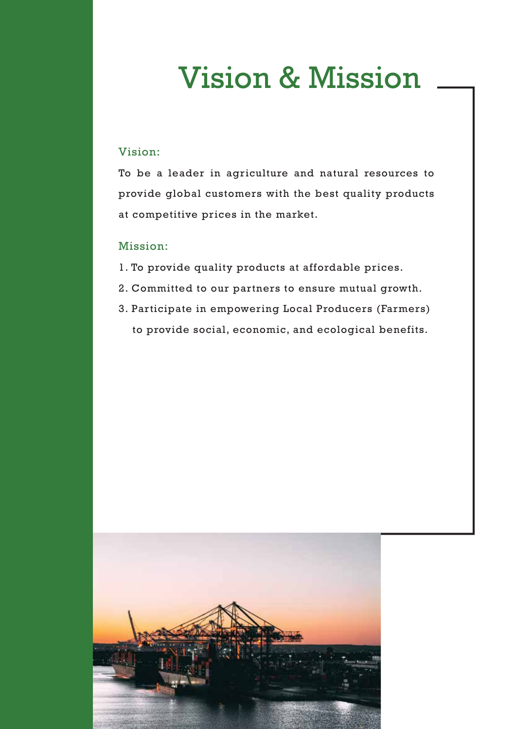# Vision & Mission

## Vision:

To be a leader in agriculture and natural resources to provide global customers with the best quality products at competitive prices in the market.

## Mission:

1. To provide quality products at affordable prices.
2. Committed to our partners to ensure mutual growth.
3. Participate in empowering Local Producers (Farmers) to provide social, economic, and ecological benefits.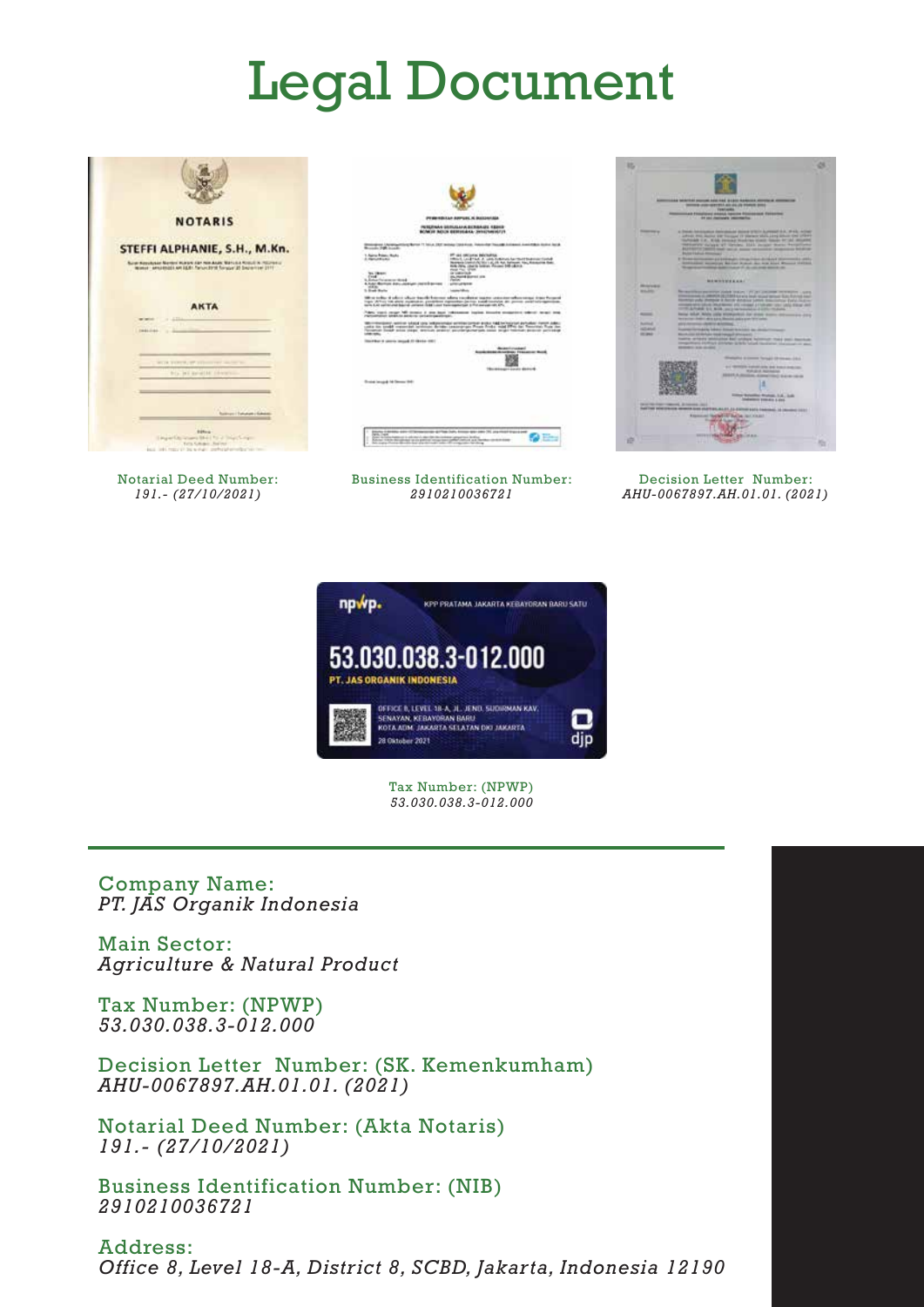# Legal Document

Notarial Deed Number:
*191.- (27/10/2021)*

Business Identification Number:
*2910210036721*

Decision Letter Number:
*AHU-0067897.AH.01.01. (2021)*

Tax Number: (NPWP)
*53.030.038.3-012.000*

Company Name:
*PT. JAS Organik Indonesia*

Main Sector:
*Agriculture & Natural Product*

Tax Number: (NPWP)
*53.030.038.3-012.000*

Decision Letter Number: (SK. Kemenkumham)
*AHU-0067897.AH.01.01. (2021)*

Notarial Deed Number: (Akta Notaris)
*191.- (27/10/2021)*

Business Identification Number: (NIB)
*2910210036721*

Address:
*Office 8, Level 18-A, District 8, SCBD, Jakarta, Indonesia 12190*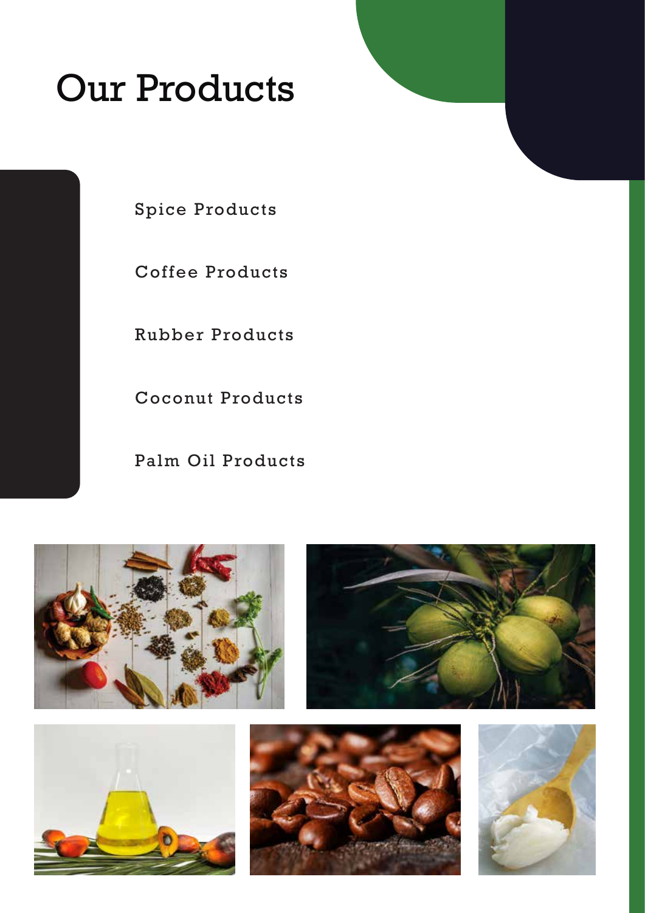# Our Products

Spice Products

Coffee Products

Rubber Products

Coconut Products

Palm Oil Products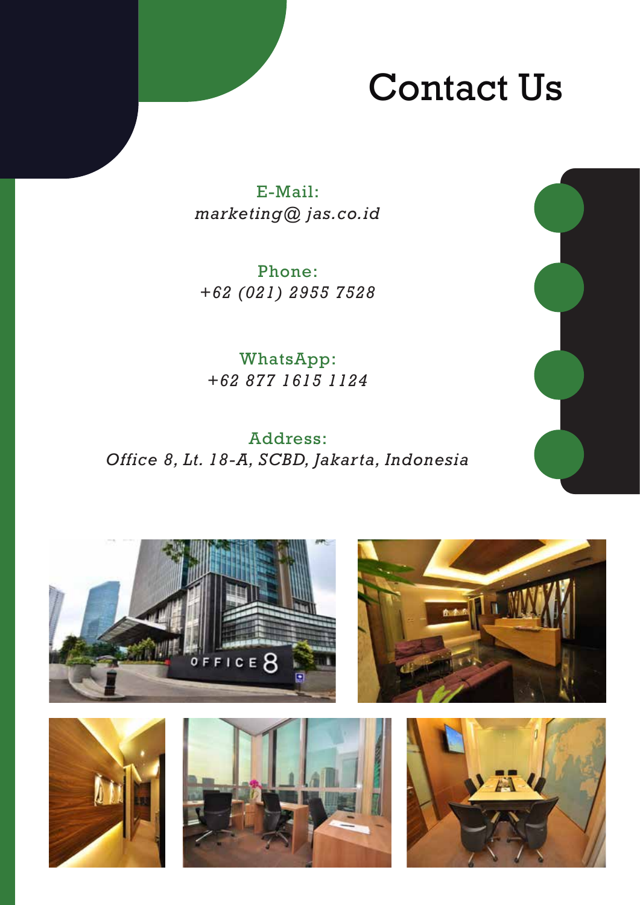# Contact Us

E-Mail:
*marketing@ jas.co.id*

Phone:
*+62 (021) 2955 7528*

WhatsApp:
*+62 877 1615 1124*

Address:
*Office 8, Lt. 18-A, SCBD, Jakarta, Indonesia*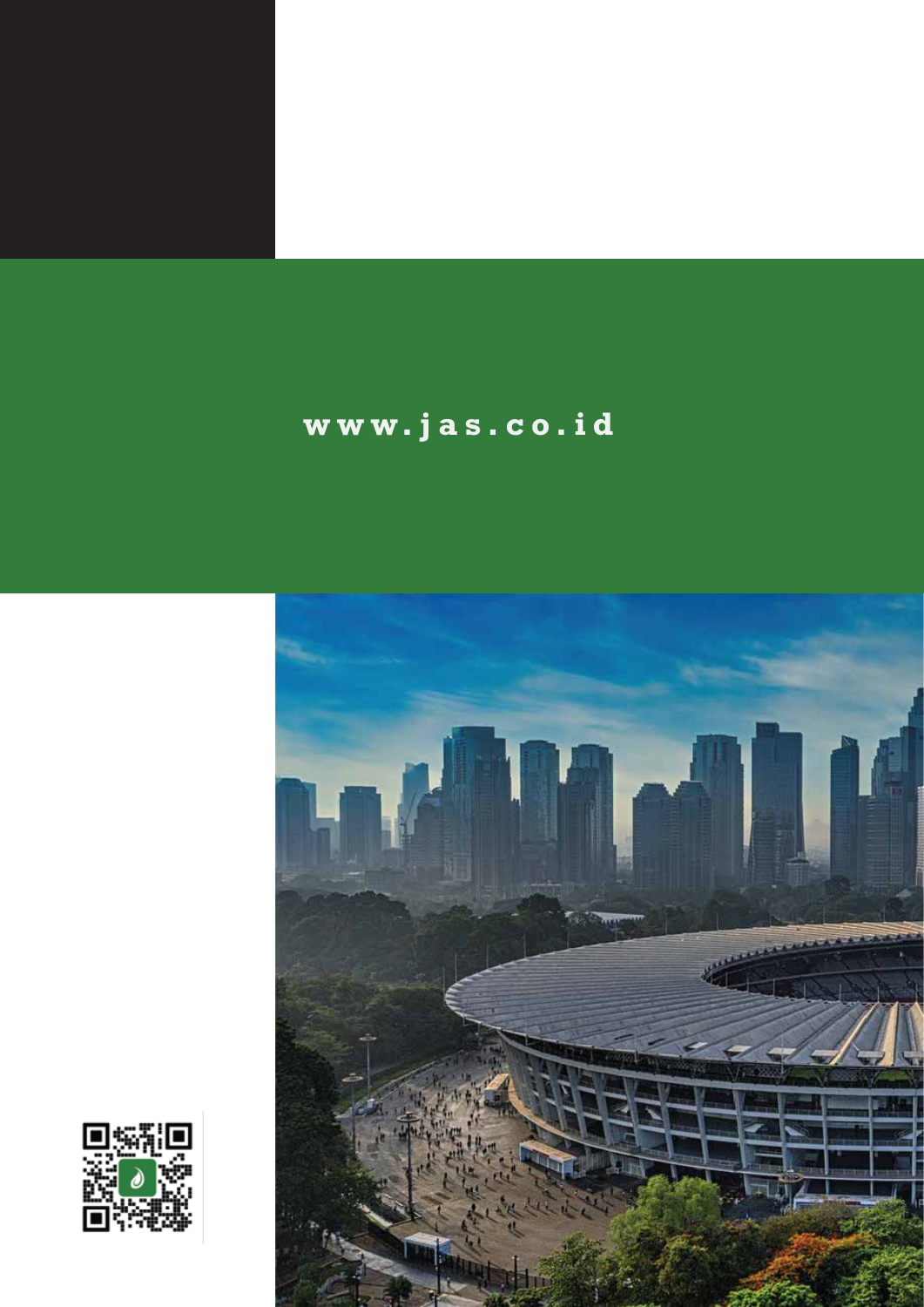www.jas.co.id